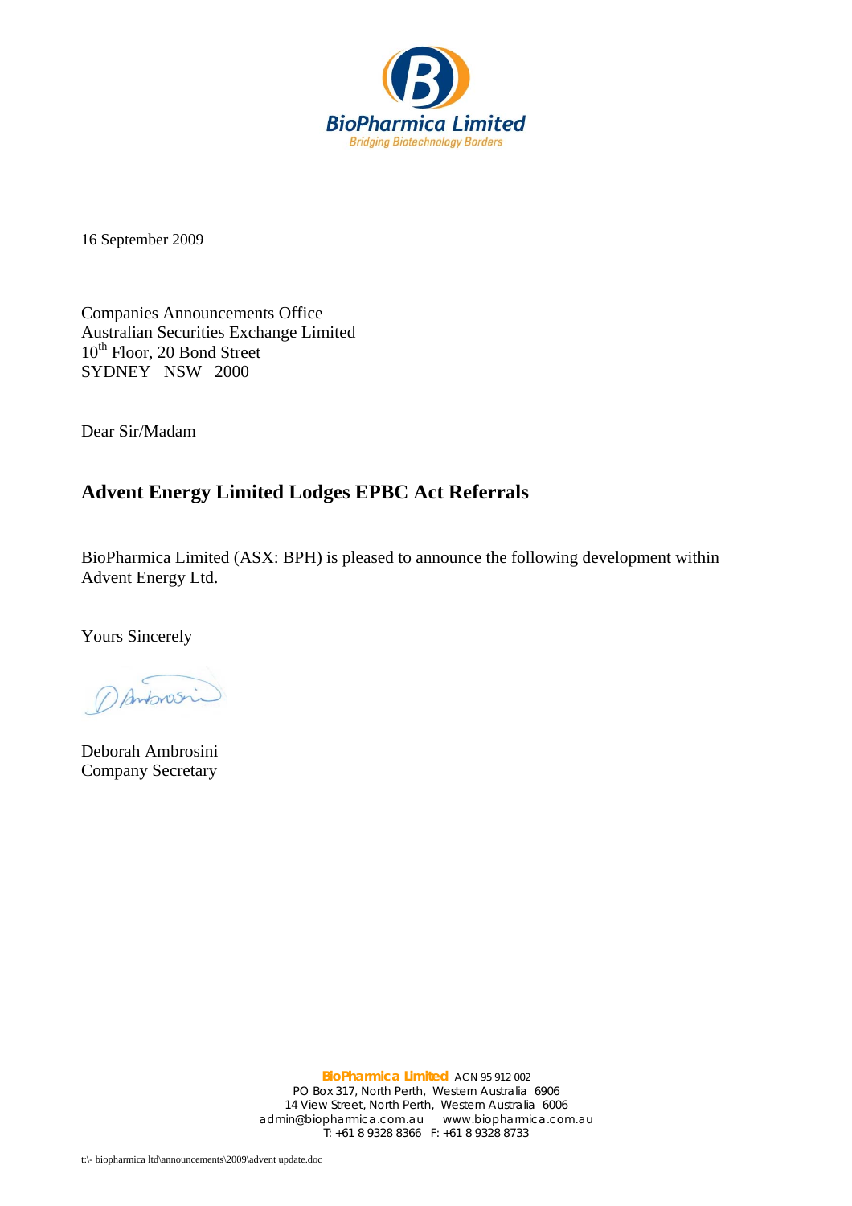**BioPharma Limited**
*Bridging Biotechnology Borders*

16 September 2009

Companies Announcements Office
Australian Securities Exchange Limited
10th Floor, 20 Bond Street
SYDNEY NSW 2000

Dear Sir/Madam

## Advent Energy Limited Lodges EPBC Act Referrals

BioPharmica Limited (ASX: BPH) is pleased to announce the following development within Advent Energy Ltd.

Yours Sincerely

Deborah Ambrosini
Company Secretary

**BioPharmica Limited** ACN 95 912 002
PO Box 317, North Perth, Western Australia 6906
14 View Street, North Perth, Western Australia 6006
admin@biopharmica.com.au www.biopharmica.com.au
T: +61 8 9328 8366 F: +61 8 9328 8733

t:\- biopharmica ltd\announcements\2009\advent update.doc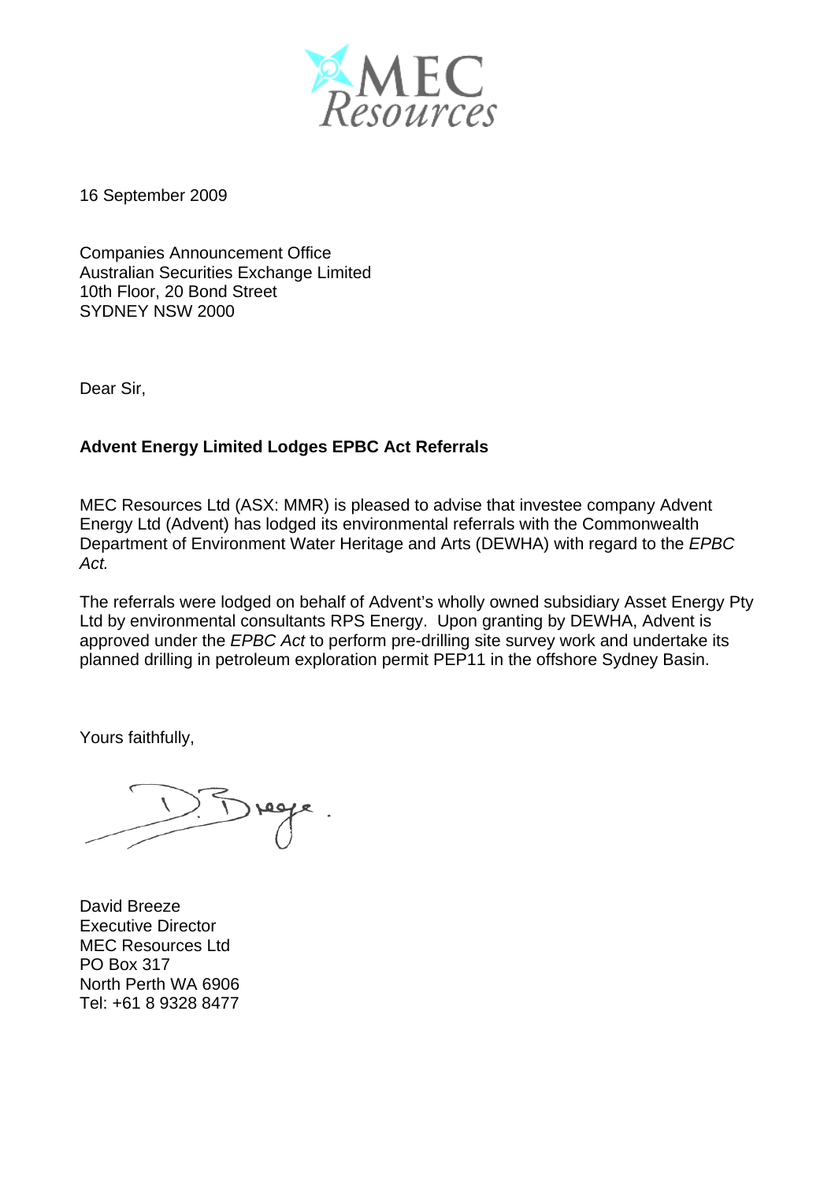16 September 2009

Companies Announcement Office  
Australian Securities Exchange Limited  
10th Floor, 20 Bond Street  
SYDNEY NSW 2000

Dear Sir,

**Advent Energy Limited Lodges EPBC Act Referrals**

MEC Resources Ltd (ASX: MMR) is pleased to advise that investee company Advent Energy Ltd (Advent) has lodged its environmental referrals with the Commonwealth Department of Environment Water Heritage and Arts (DEWHA) with regard to the *EPBC Act.*

The referrals were lodged on behalf of Advent's wholly owned subsidiary Asset Energy Pty Ltd by environmental consultants RPS Energy. Upon granting by DEWHA, Advent is approved under the *EPBC Act* to perform pre-drilling site survey work and undertake its planned drilling in petroleum exploration permit PEP11 in the offshore Sydney Basin.

Yours faithfully,

David Breeze  
Executive Director  
MEC Resources Ltd  
PO Box 317  
North Perth WA 6906  
Tel: +61 8 9328 8477